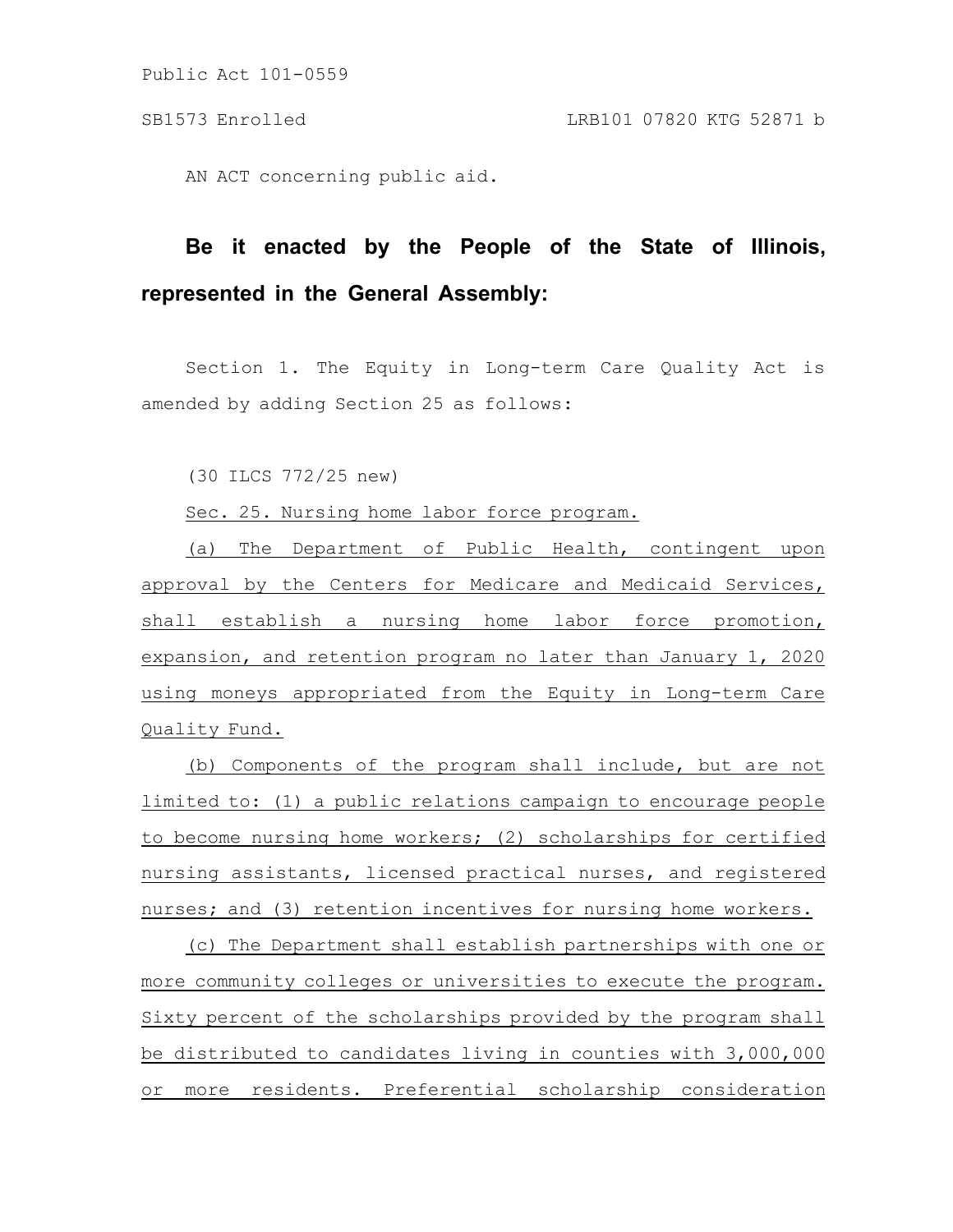Public Act 101-0559

SB1573 Enrolled LRB101 07820 KTG 52871 b

AN ACT concerning public aid.

**Be it enacted by the People of the State of Illinois, represented in the General Assembly:**

Section 1. The Equity in Long-term Care Quality Act is amended by adding Section 25 as follows:

(30 ILCS 772/25 new)

Sec. 25. Nursing home labor force program.

(a) The Department of Public Health, contingent upon approval by the Centers for Medicare and Medicaid Services, shall establish a nursing home labor force promotion, expansion, and retention program no later than January 1, 2020 using moneys appropriated from the Equity in Long-term Care Quality Fund.

(b) Components of the program shall include, but are not limited to: (1) a public relations campaign to encourage people to become nursing home workers; (2) scholarships for certified nursing assistants, licensed practical nurses, and registered nurses; and (3) retention incentives for nursing home workers.

(c) The Department shall establish partnerships with one or more community colleges or universities to execute the program. Sixty percent of the scholarships provided by the program shall be distributed to candidates living in counties with 3,000,000 or more residents. Preferential scholarship consideration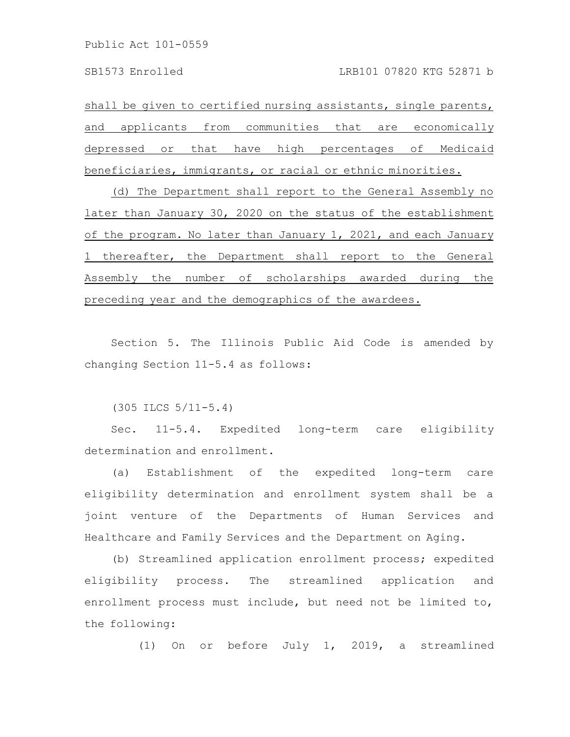shall be given to certified nursing assistants, single parents, and applicants from communities that are economically depressed or that have high percentages of Medicaid beneficiaries, immigrants, or racial or ethnic minorities.

(d) The Department shall report to the General Assembly no later than January 30, 2020 on the status of the establishment of the program. No later than January 1, 2021, and each January 1 thereafter, the Department shall report to the General Assembly the number of scholarships awarded during the preceding year and the demographics of the awardees.

Section 5. The Illinois Public Aid Code is amended by changing Section 11-5.4 as follows:

(305 ILCS 5/11-5.4)

Sec. 11-5.4. Expedited long-term care eligibility determination and enrollment.

(a) Establishment of the expedited long-term care eligibility determination and enrollment system shall be a joint venture of the Departments of Human Services and Healthcare and Family Services and the Department on Aging.

(b) Streamlined application enrollment process; expedited eligibility process. The streamlined application and enrollment process must include, but need not be limited to, the following:

(1) On or before July 1, 2019, a streamlined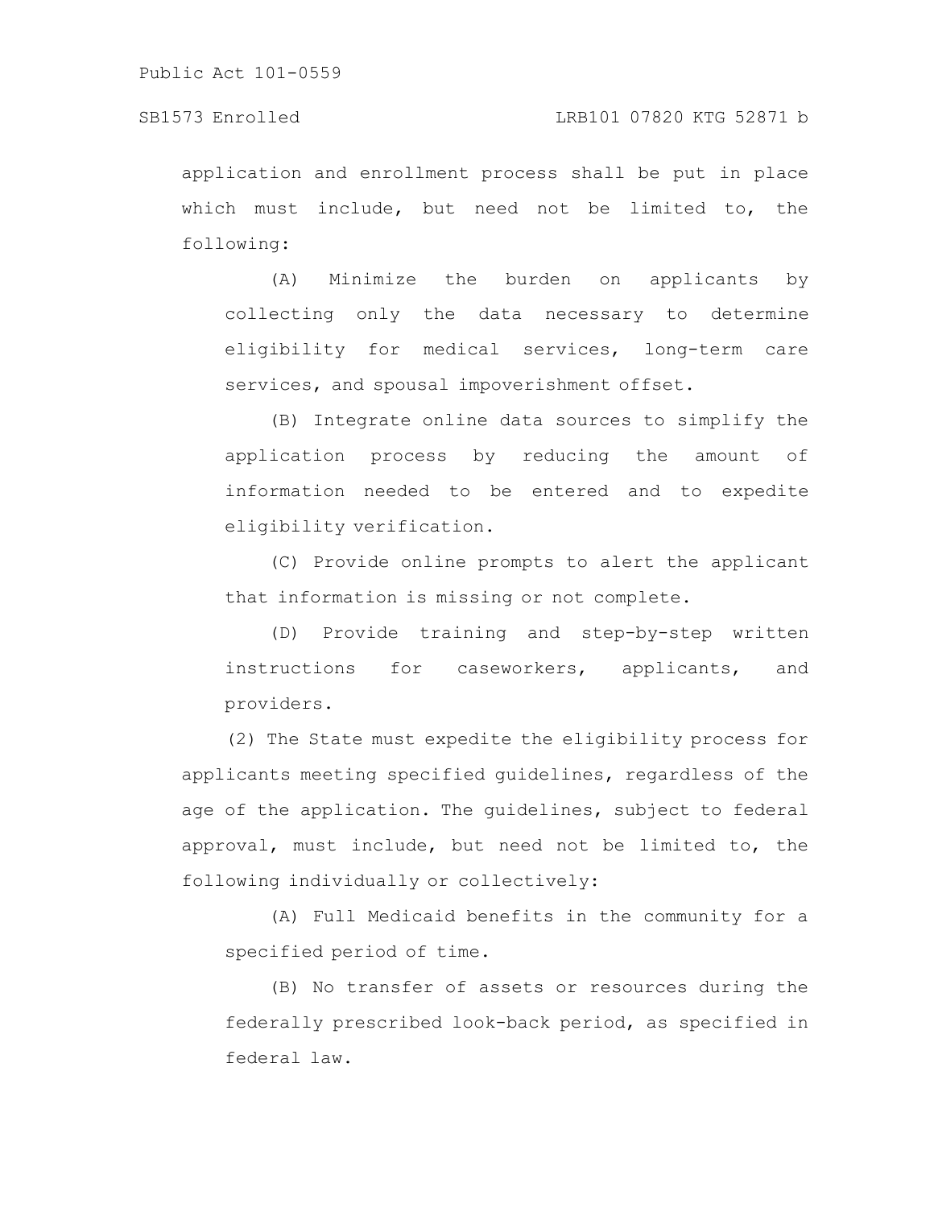application and enrollment process shall be put in place which must include, but need not be limited to, the following:

(A) Minimize the burden on applicants by collecting only the data necessary to determine eligibility for medical services, long-term care services, and spousal impoverishment offset.

(B) Integrate online data sources to simplify the application process by reducing the amount of information needed to be entered and to expedite eligibility verification.

(C) Provide online prompts to alert the applicant that information is missing or not complete.

(D) Provide training and step-by-step written instructions for caseworkers, applicants, and providers.

(2) The State must expedite the eligibility process for applicants meeting specified guidelines, regardless of the age of the application. The guidelines, subject to federal approval, must include, but need not be limited to, the following individually or collectively:

(A) Full Medicaid benefits in the community for a specified period of time.

(B) No transfer of assets or resources during the federally prescribed look-back period, as specified in federal law.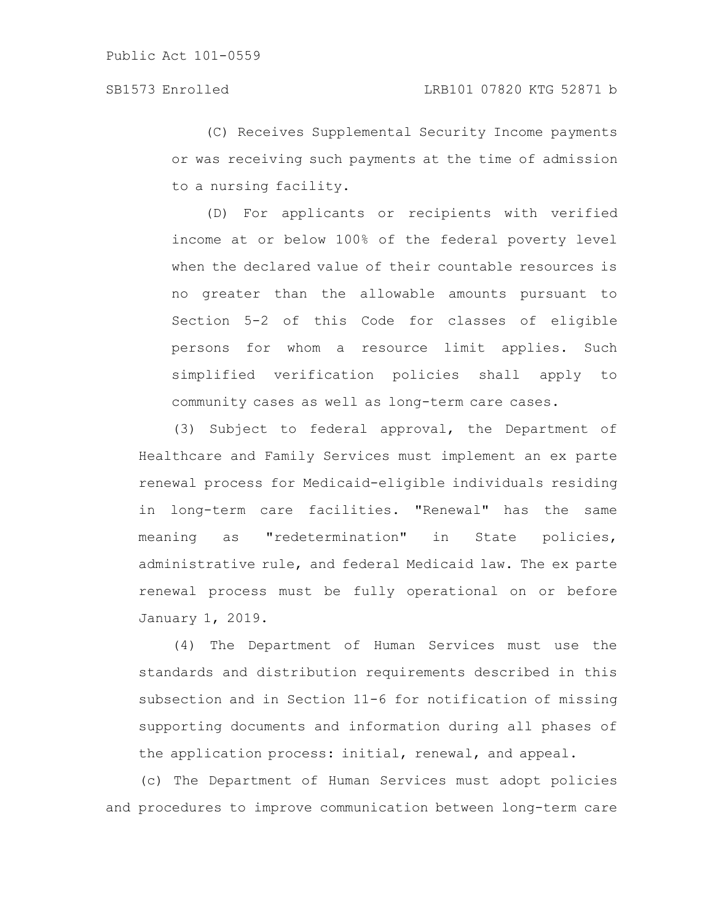(C) Receives Supplemental Security Income payments or was receiving such payments at the time of admission to a nursing facility.

(D) For applicants or recipients with verified income at or below 100% of the federal poverty level when the declared value of their countable resources is no greater than the allowable amounts pursuant to Section 5-2 of this Code for classes of eligible persons for whom a resource limit applies. Such simplified verification policies shall apply to community cases as well as long-term care cases.

(3) Subject to federal approval, the Department of Healthcare and Family Services must implement an ex parte renewal process for Medicaid-eligible individuals residing in long-term care facilities. "Renewal" has the same meaning as "redetermination" in State policies, administrative rule, and federal Medicaid law. The ex parte renewal process must be fully operational on or before January 1, 2019.

(4) The Department of Human Services must use the standards and distribution requirements described in this subsection and in Section 11-6 for notification of missing supporting documents and information during all phases of the application process: initial, renewal, and appeal.

(c) The Department of Human Services must adopt policies and procedures to improve communication between long-term care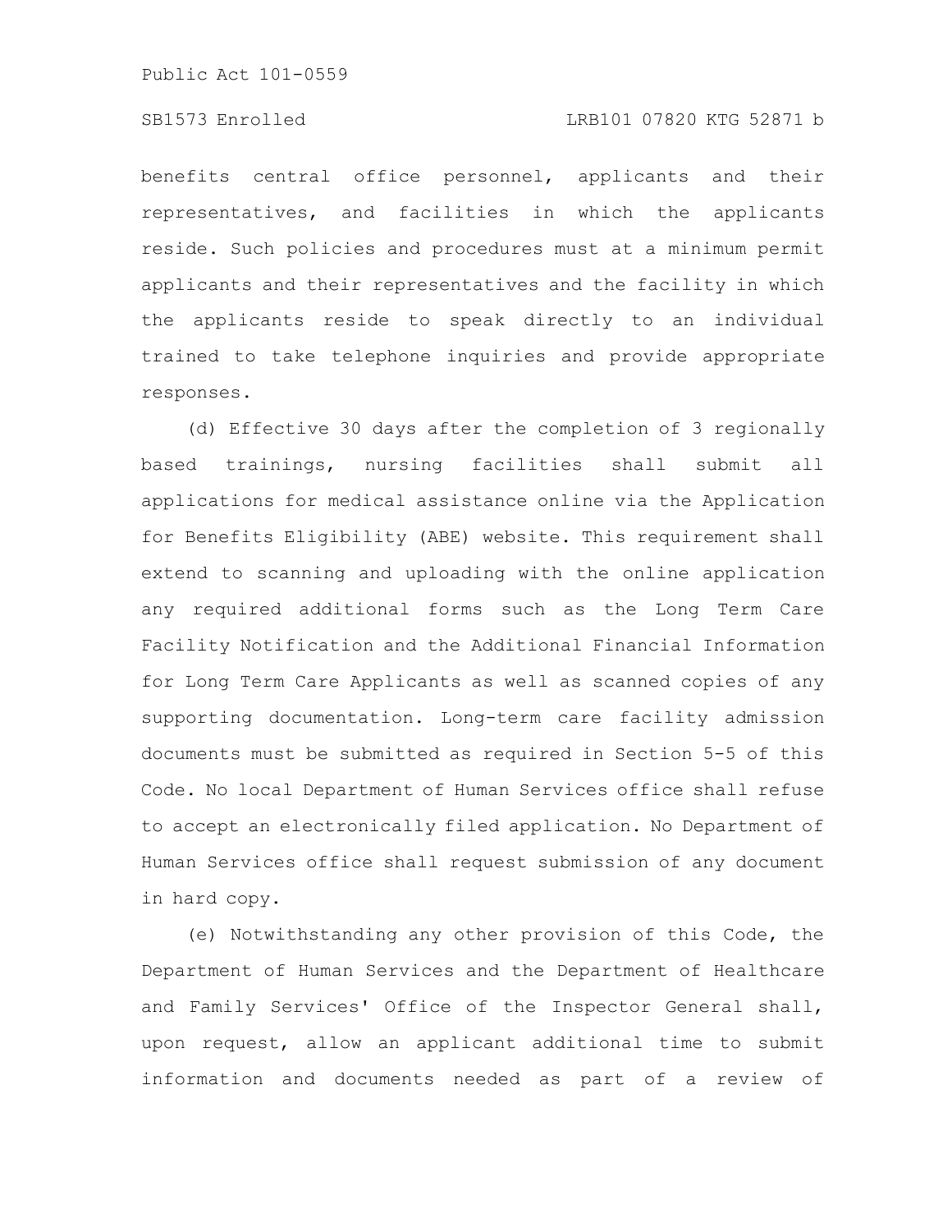benefits central office personnel, applicants and their representatives, and facilities in which the applicants reside. Such policies and procedures must at a minimum permit applicants and their representatives and the facility in which the applicants reside to speak directly to an individual trained to take telephone inquiries and provide appropriate responses.

(d) Effective 30 days after the completion of 3 regionally based trainings, nursing facilities shall submit all applications for medical assistance online via the Application for Benefits Eligibility (ABE) website. This requirement shall extend to scanning and uploading with the online application any required additional forms such as the Long Term Care Facility Notification and the Additional Financial Information for Long Term Care Applicants as well as scanned copies of any supporting documentation. Long-term care facility admission documents must be submitted as required in Section 5-5 of this Code. No local Department of Human Services office shall refuse to accept an electronically filed application. No Department of Human Services office shall request submission of any document in hard copy.

(e) Notwithstanding any other provision of this Code, the Department of Human Services and the Department of Healthcare and Family Services' Office of the Inspector General shall, upon request, allow an applicant additional time to submit information and documents needed as part of a review of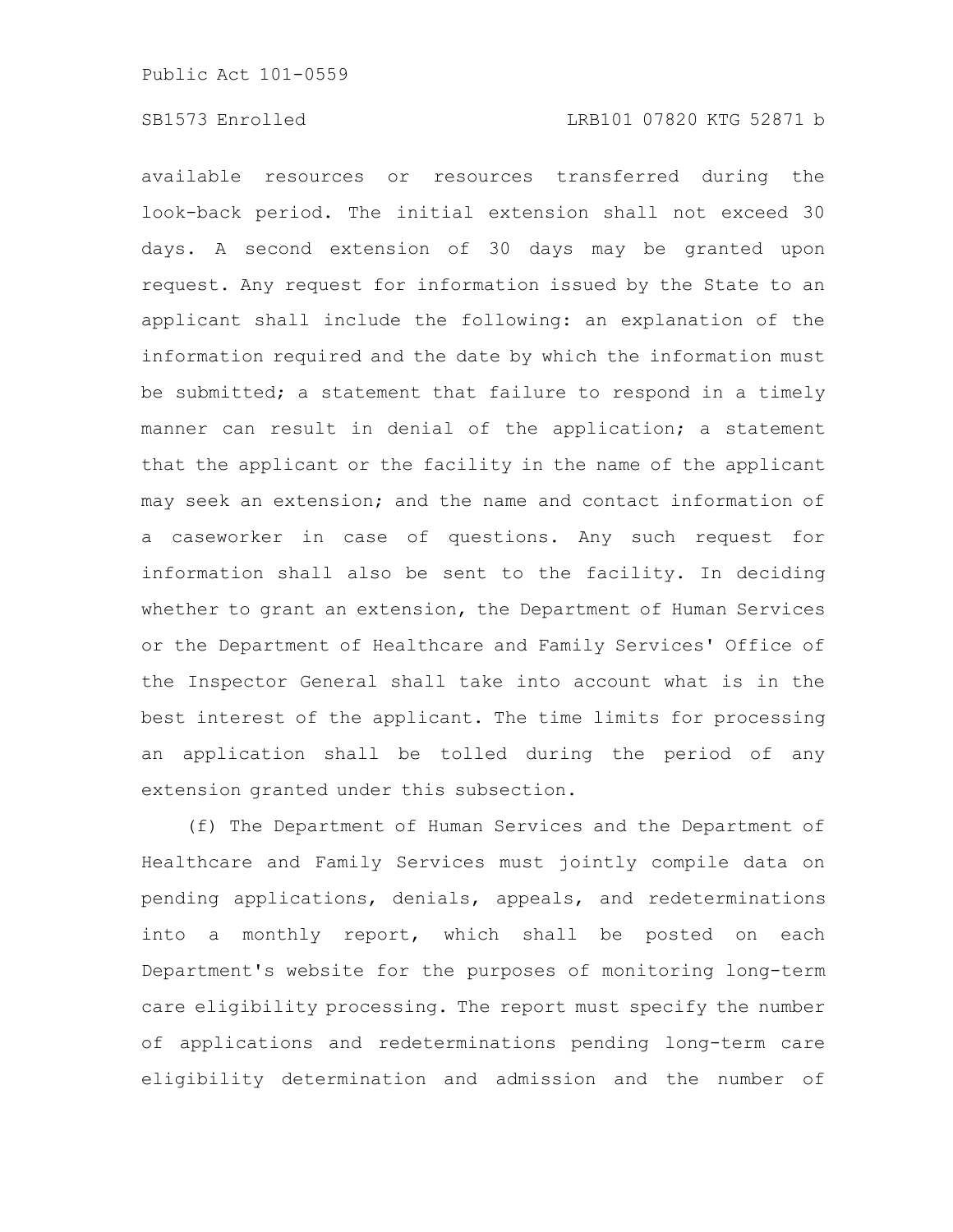available resources or resources transferred during the look-back period. The initial extension shall not exceed 30 days. A second extension of 30 days may be granted upon request. Any request for information issued by the State to an applicant shall include the following: an explanation of the information required and the date by which the information must be submitted; a statement that failure to respond in a timely manner can result in denial of the application; a statement that the applicant or the facility in the name of the applicant may seek an extension; and the name and contact information of a caseworker in case of questions. Any such request for information shall also be sent to the facility. In deciding whether to grant an extension, the Department of Human Services or the Department of Healthcare and Family Services' Office of the Inspector General shall take into account what is in the best interest of the applicant. The time limits for processing an application shall be tolled during the period of any extension granted under this subsection.

(f) The Department of Human Services and the Department of Healthcare and Family Services must jointly compile data on pending applications, denials, appeals, and redeterminations into a monthly report, which shall be posted on each Department's website for the purposes of monitoring long-term care eligibility processing. The report must specify the number of applications and redeterminations pending long-term care eligibility determination and admission and the number of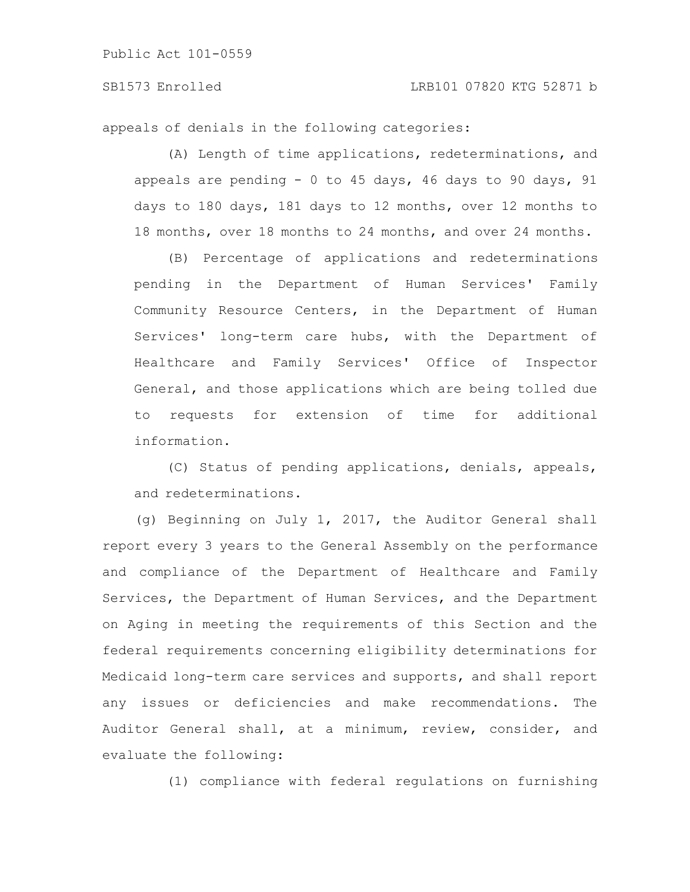appeals of denials in the following categories:

(A) Length of time applications, redeterminations, and appeals are pending - 0 to 45 days, 46 days to 90 days, 91 days to 180 days, 181 days to 12 months, over 12 months to 18 months, over 18 months to 24 months, and over 24 months.

(B) Percentage of applications and redeterminations pending in the Department of Human Services' Family Community Resource Centers, in the Department of Human Services' long-term care hubs, with the Department of Healthcare and Family Services' Office of Inspector General, and those applications which are being tolled due to requests for extension of time for additional information.

(C) Status of pending applications, denials, appeals, and redeterminations.

(g) Beginning on July 1, 2017, the Auditor General shall report every 3 years to the General Assembly on the performance and compliance of the Department of Healthcare and Family Services, the Department of Human Services, and the Department on Aging in meeting the requirements of this Section and the federal requirements concerning eligibility determinations for Medicaid long-term care services and supports, and shall report any issues or deficiencies and make recommendations. The Auditor General shall, at a minimum, review, consider, and evaluate the following:

(1) compliance with federal regulations on furnishing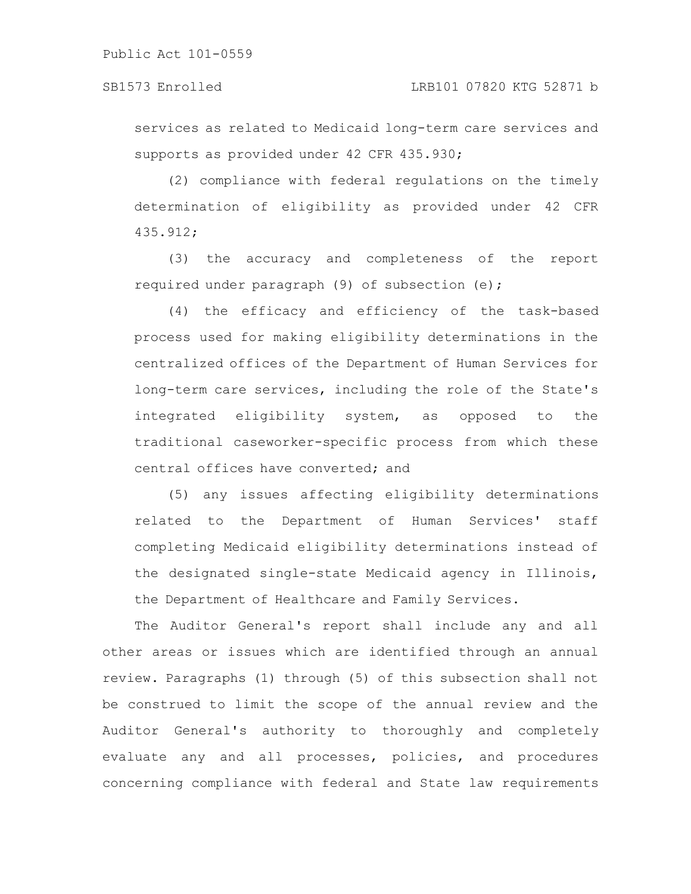services as related to Medicaid long-term care services and supports as provided under 42 CFR 435.930;

(2) compliance with federal regulations on the timely determination of eligibility as provided under 42 CFR 435.912;

(3) the accuracy and completeness of the report required under paragraph (9) of subsection (e);

(4) the efficacy and efficiency of the task-based process used for making eligibility determinations in the centralized offices of the Department of Human Services for long-term care services, including the role of the State's integrated eligibility system, as opposed to the traditional caseworker-specific process from which these central offices have converted; and

(5) any issues affecting eligibility determinations related to the Department of Human Services' staff completing Medicaid eligibility determinations instead of the designated single-state Medicaid agency in Illinois, the Department of Healthcare and Family Services.

The Auditor General's report shall include any and all other areas or issues which are identified through an annual review. Paragraphs (1) through (5) of this subsection shall not be construed to limit the scope of the annual review and the Auditor General's authority to thoroughly and completely evaluate any and all processes, policies, and procedures concerning compliance with federal and State law requirements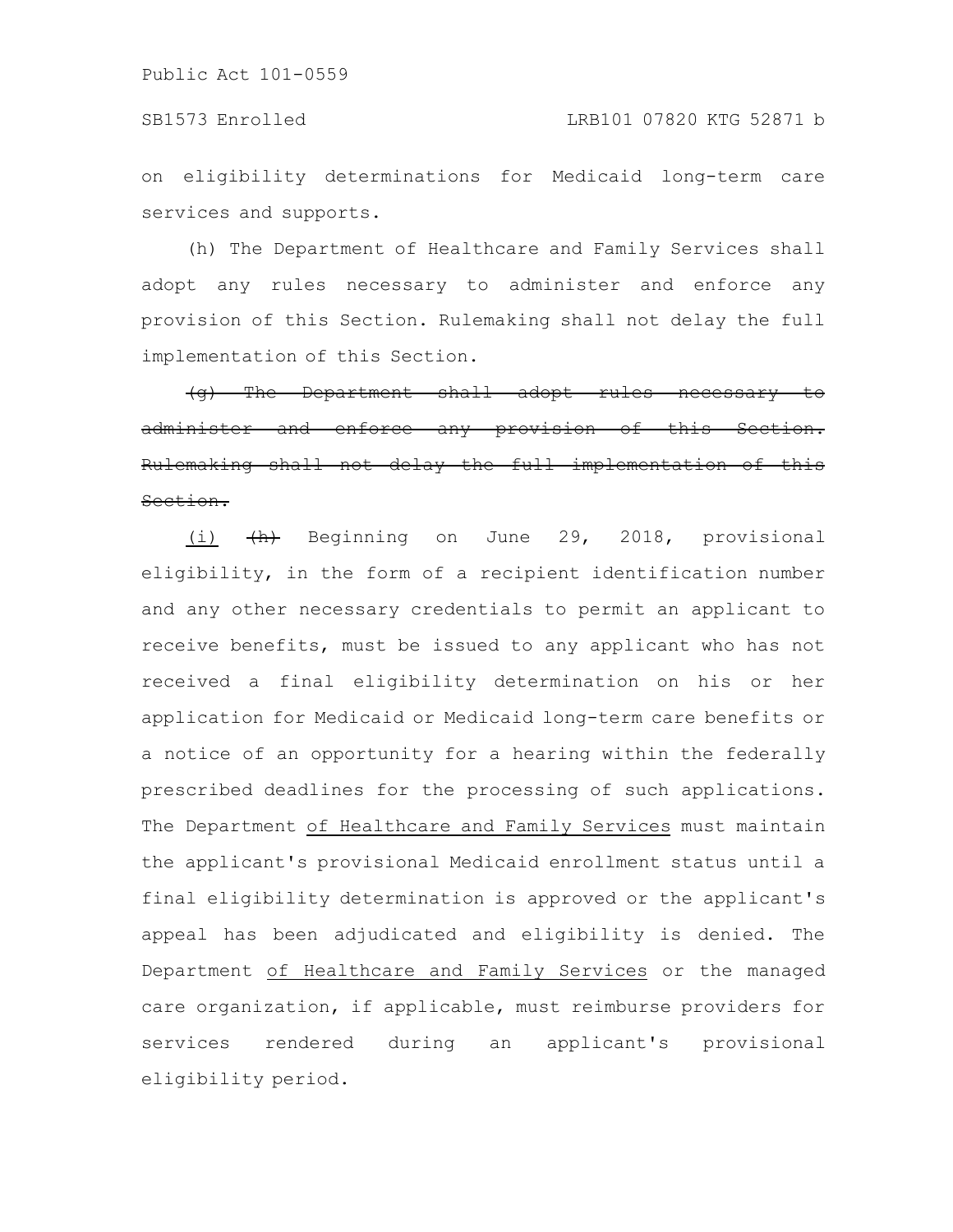on eligibility determinations for Medicaid long-term care services and supports.

(h) The Department of Healthcare and Family Services shall adopt any rules necessary to administer and enforce any provision of this Section. Rulemaking shall not delay the full implementation of this Section.

~~(g) The Department shall adopt rules necessary to administer and enforce any provision of this Section. Rulemaking shall not delay the full implementation of this Section.~~

<u>(i)</u> ~~(h)~~ Beginning on June 29, 2018, provisional eligibility, in the form of a recipient identification number and any other necessary credentials to permit an applicant to receive benefits, must be issued to any applicant who has not received a final eligibility determination on his or her application for Medicaid or Medicaid long-term care benefits or a notice of an opportunity for a hearing within the federally prescribed deadlines for the processing of such applications. The Department <u>of Healthcare and Family Services</u> must maintain the applicant's provisional Medicaid enrollment status until a final eligibility determination is approved or the applicant's appeal has been adjudicated and eligibility is denied. The Department <u>of Healthcare and Family Services</u> or the managed care organization, if applicable, must reimburse providers for services rendered during an applicant's provisional eligibility period.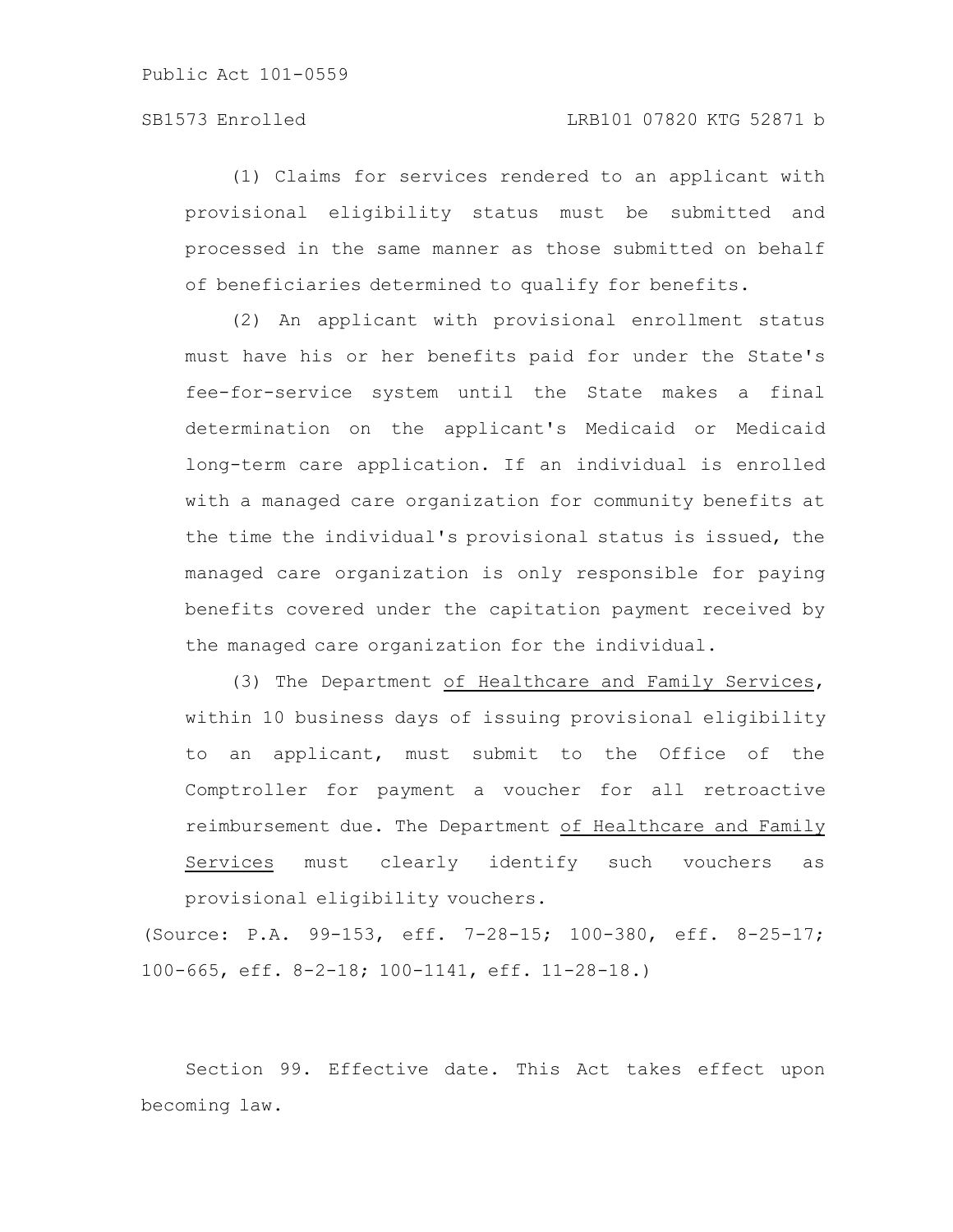(1) Claims for services rendered to an applicant with provisional eligibility status must be submitted and processed in the same manner as those submitted on behalf of beneficiaries determined to qualify for benefits.

(2) An applicant with provisional enrollment status must have his or her benefits paid for under the State's fee-for-service system until the State makes a final determination on the applicant's Medicaid or Medicaid long-term care application. If an individual is enrolled with a managed care organization for community benefits at the time the individual's provisional status is issued, the managed care organization is only responsible for paying benefits covered under the capitation payment received by the managed care organization for the individual.

(3) The Department of Healthcare and Family Services, within 10 business days of issuing provisional eligibility to an applicant, must submit to the Office of the Comptroller for payment a voucher for all retroactive reimbursement due. The Department of Healthcare and Family Services must clearly identify such vouchers as provisional eligibility vouchers.

(Source: P.A. 99-153, eff. 7-28-15; 100-380, eff. 8-25-17; 100-665, eff. 8-2-18; 100-1141, eff. 11-28-18.)

Section 99. Effective date. This Act takes effect upon becoming law.